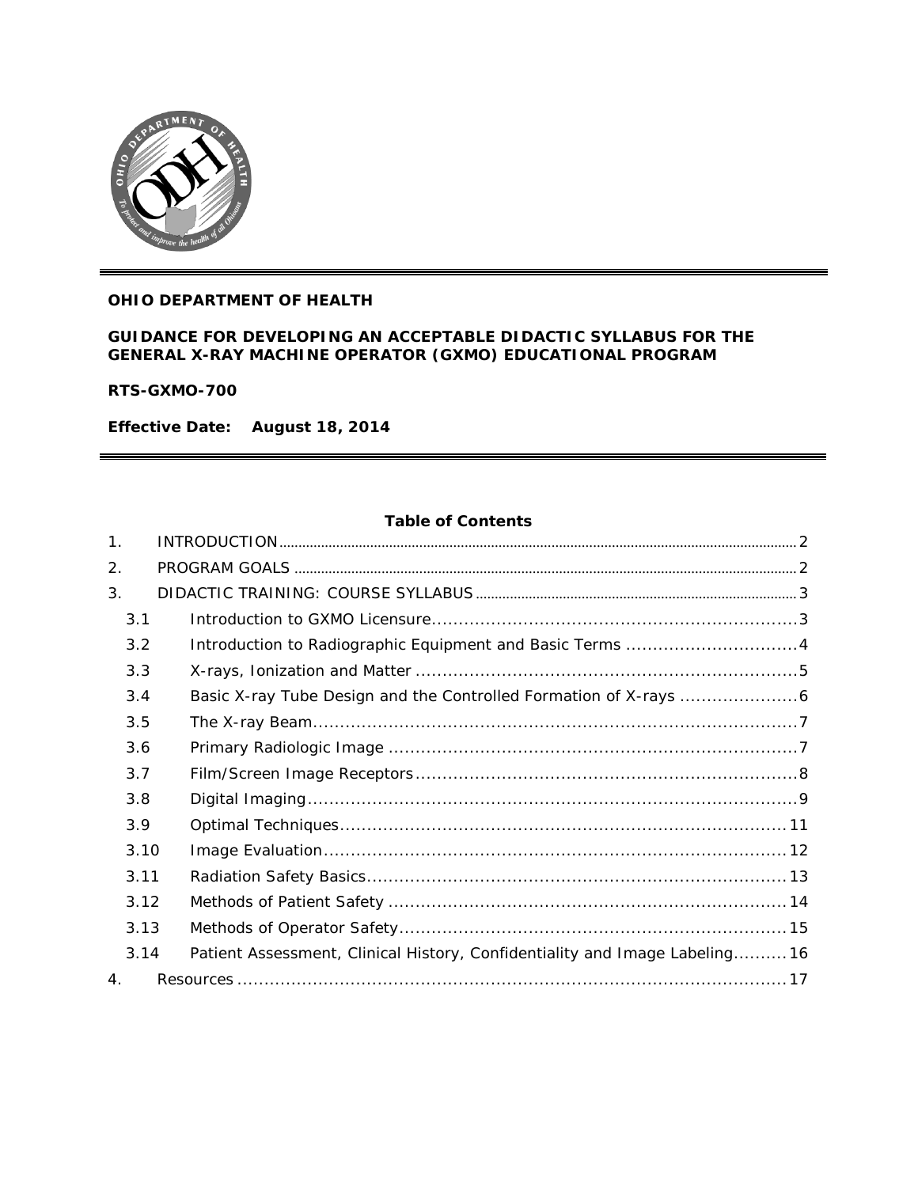**OHIO DEPARTMENT OF HEALTH**

**GUIDANCE FOR DEVELOPING AN ACCEPTABLE DIDACTIC SYLLABUS FOR THE GENERAL X-RAY MACHINE OPERATOR (GXMO) EDUCATIONAL PROGRAM**

**RTS-GXMO-700**

**Effective Date: August 18, 2014**

**Table of Contents**

| | | |
|---|---|---|
| 1. | INTRODUCTION | 2 |
| 2. | PROGRAM GOALS | 2 |
| 3. | DIDACTIC TRAINING: COURSE SYLLABUS | 3 |
| 3.1 | Introduction to GXMO Licensure | 3 |
| 3.2 | Introduction to Radiographic Equipment and Basic Terms | 4 |
| 3.3 | X-rays, Ionization and Matter | 5 |
| 3.4 | Basic X-ray Tube Design and the Controlled Formation of X-rays | 6 |
| 3.5 | The X-ray Beam | 7 |
| 3.6 | Primary Radiologic Image | 7 |
| 3.7 | Film/Screen Image Receptors | 8 |
| 3.8 | Digital Imaging | 9 |
| 3.9 | Optimal Techniques | 11 |
| 3.10 | Image Evaluation | 12 |
| 3.11 | Radiation Safety Basics | 13 |
| 3.12 | Methods of Patient Safety | 14 |
| 3.13 | Methods of Operator Safety | 15 |
| 3.14 | Patient Assessment, Clinical History, Confidentiality and Image Labeling | 16 |
| 4. | Resources | 17 |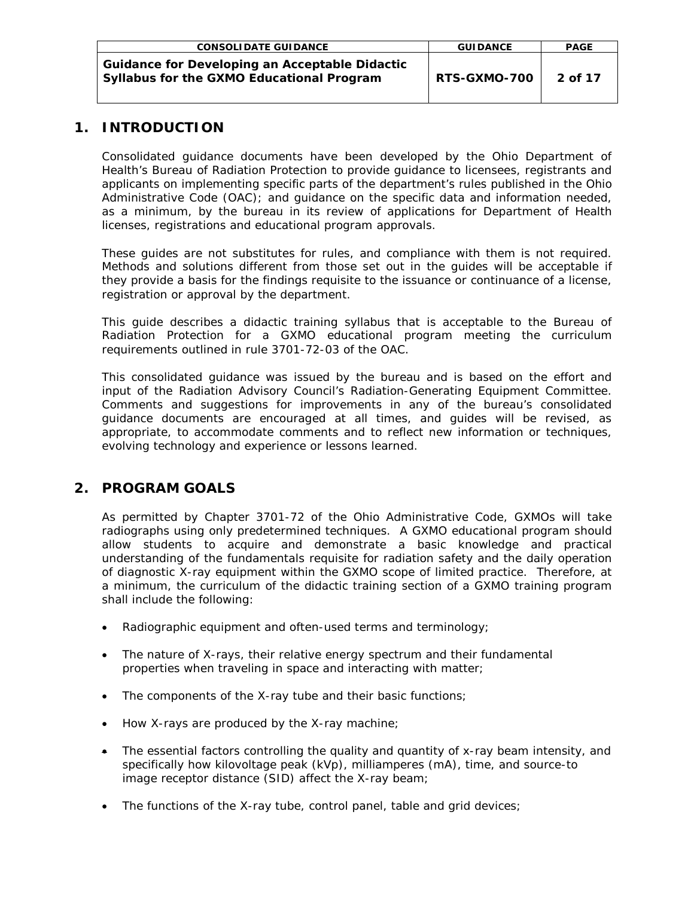## 1. INTRODUCTION

Consolidated guidance documents have been developed by the Ohio Department of Health's Bureau of Radiation Protection to provide guidance to licensees, registrants and applicants on implementing specific parts of the department's rules published in the Ohio Administrative Code (OAC); and guidance on the specific data and information needed, as a minimum, by the bureau in its review of applications for Department of Health licenses, registrations and educational program approvals.

These guides are not substitutes for rules, and compliance with them is not required. Methods and solutions different from those set out in the guides will be acceptable if they provide a basis for the findings requisite to the issuance or continuance of a license, registration or approval by the department.

This guide describes a didactic training syllabus that is acceptable to the Bureau of Radiation Protection for a GXMO educational program meeting the curriculum requirements outlined in rule 3701-72-03 of the OAC.

This consolidated guidance was issued by the bureau and is based on the effort and input of the Radiation Advisory Council's Radiation-Generating Equipment Committee. Comments and suggestions for improvements in any of the bureau's consolidated guidance documents are encouraged at all times, and guides will be revised, as appropriate, to accommodate comments and to reflect new information or techniques, evolving technology and experience or lessons learned.

## 2. PROGRAM GOALS

As permitted by Chapter 3701-72 of the Ohio Administrative Code, GXMOs will take radiographs using only predetermined techniques. A GXMO educational program should allow students to acquire and demonstrate a basic knowledge and practical understanding of the fundamentals requisite for radiation safety and the daily operation of diagnostic X-ray equipment within the GXMO scope of limited practice. Therefore, at a minimum, the curriculum of the didactic training section of a GXMO training program shall include the following:

- Radiographic equipment and often-used terms and terminology;
- The nature of X-rays, their relative energy spectrum and their fundamental properties when traveling in space and interacting with matter;
- The components of the X-ray tube and their basic functions;
- How X-rays are produced by the X-ray machine;
- The essential factors controlling the quality and quantity of x-ray beam intensity, and specifically how kilovoltage peak (kVp), milliamperes (mA), time, and source-to image receptor distance (SID) affect the X-ray beam;
- The functions of the X-ray tube, control panel, table and grid devices;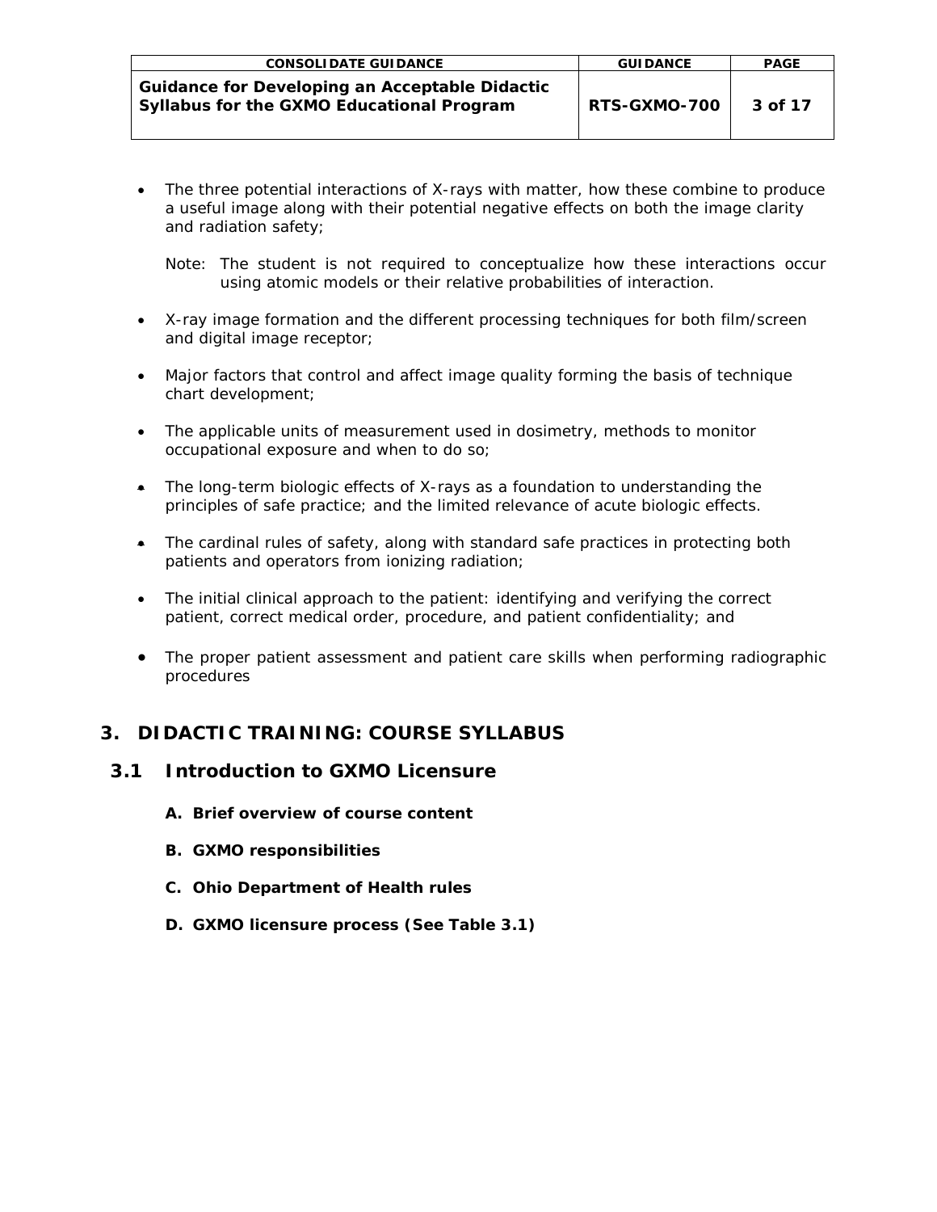- The three potential interactions of X-rays with matter, how these combine to produce a useful image along with their potential negative effects on both the image clarity and radiation safety;

  Note: The student is not required to conceptualize how these interactions occur using atomic models or their relative probabilities of interaction.

- X-ray image formation and the different processing techniques for both film/screen and digital image receptor;

- Major factors that control and affect image quality forming the basis of technique chart development;

- The applicable units of measurement used in dosimetry, methods to monitor occupational exposure and when to do so;

- The long-term biologic effects of X-rays as a foundation to understanding the principles of safe practice; and the limited relevance of acute biologic effects.

- The cardinal rules of safety, along with standard safe practices in protecting both patients and operators from ionizing radiation;

- The initial clinical approach to the patient: identifying and verifying the correct patient, correct medical order, procedure, and patient confidentiality; and

- The proper patient assessment and patient care skills when performing radiographic procedures

# 3. DIDACTIC TRAINING: COURSE SYLLABUS

## 3.1 Introduction to GXMO Licensure

**A. Brief overview of course content**

**B. GXMO responsibilities**

**C. Ohio Department of Health rules**

**D. GXMO licensure process (See Table 3.1)**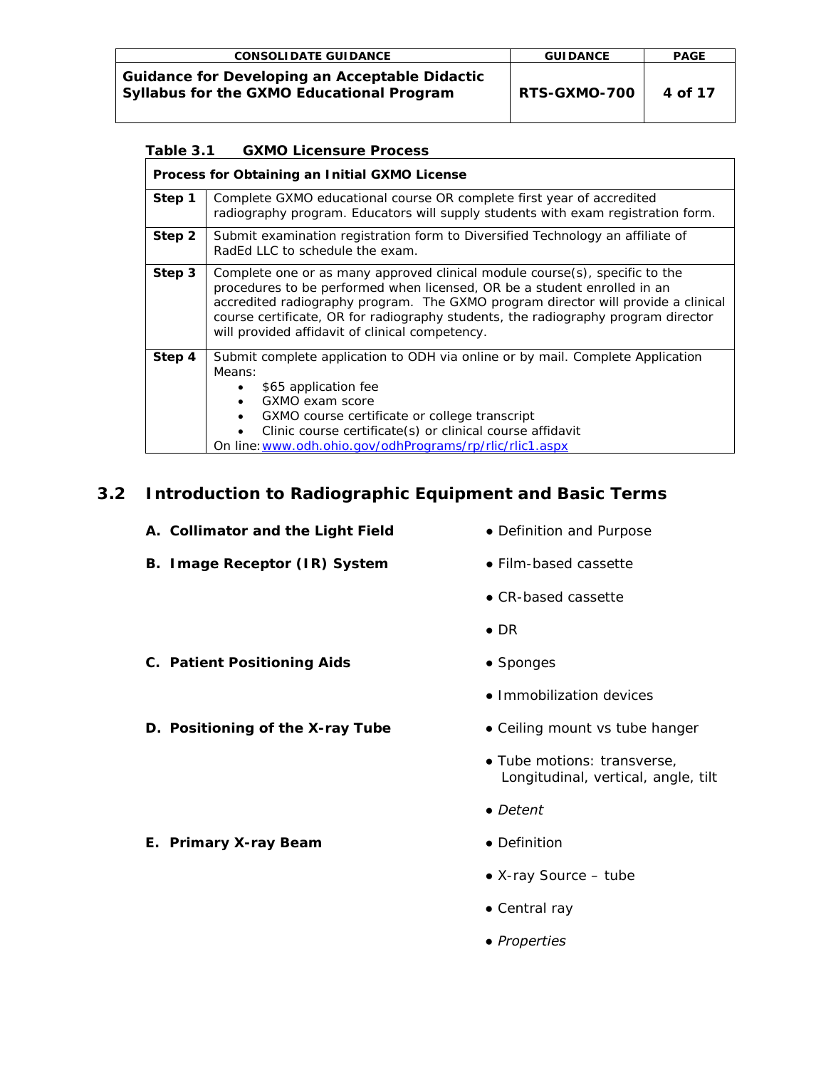**Table 3.1 GXMO Licensure Process**

| Process for Obtaining an Initial GXMO License | |
|---|---|
| **Step 1** | Complete GXMO educational course OR complete first year of accredited radiography program. Educators will supply students with exam registration form. |
| **Step 2** | Submit examination registration form to Diversified Technology an affiliate of RadEd LLC to schedule the exam. |
| **Step 3** | Complete one or as many approved clinical module course(s), specific to the procedures to be performed when licensed, OR be a student enrolled in an accredited radiography program. The GXMO program director will provide a clinical course certificate, OR for radiography students, the radiography program director will provided affidavit of clinical competency. |
| **Step 4** | Submit complete application to ODH via online or by mail. Complete Application Means: <br>• $65 application fee <br>• GXMO exam score <br>• GXMO course certificate or college transcript <br>• Clinic course certificate(s) or clinical course affidavit <br>On line: [www.odh.ohio.gov/odhPrograms/rp/rlic/rlic1.aspx](www.odh.ohio.gov/odhPrograms/rp/rlic/rlic1.aspx) |

## 3.2 Introduction to Radiographic Equipment and Basic Terms

**A. Collimator and the Light Field**
- Definition and Purpose

**B. Image Receptor (IR) System**
- Film-based cassette
- CR-based cassette
- DR

**C. Patient Positioning Aids**
- Sponges
- Immobilization devices

**D. Positioning of the X-ray Tube**
- Ceiling mount vs tube hanger
- Tube motions: transverse, Longitudinal, vertical, angle, tilt
- *Detent*

**E. Primary X-ray Beam**
- Definition
- X-ray Source – tube
- Central ray
- *Properties*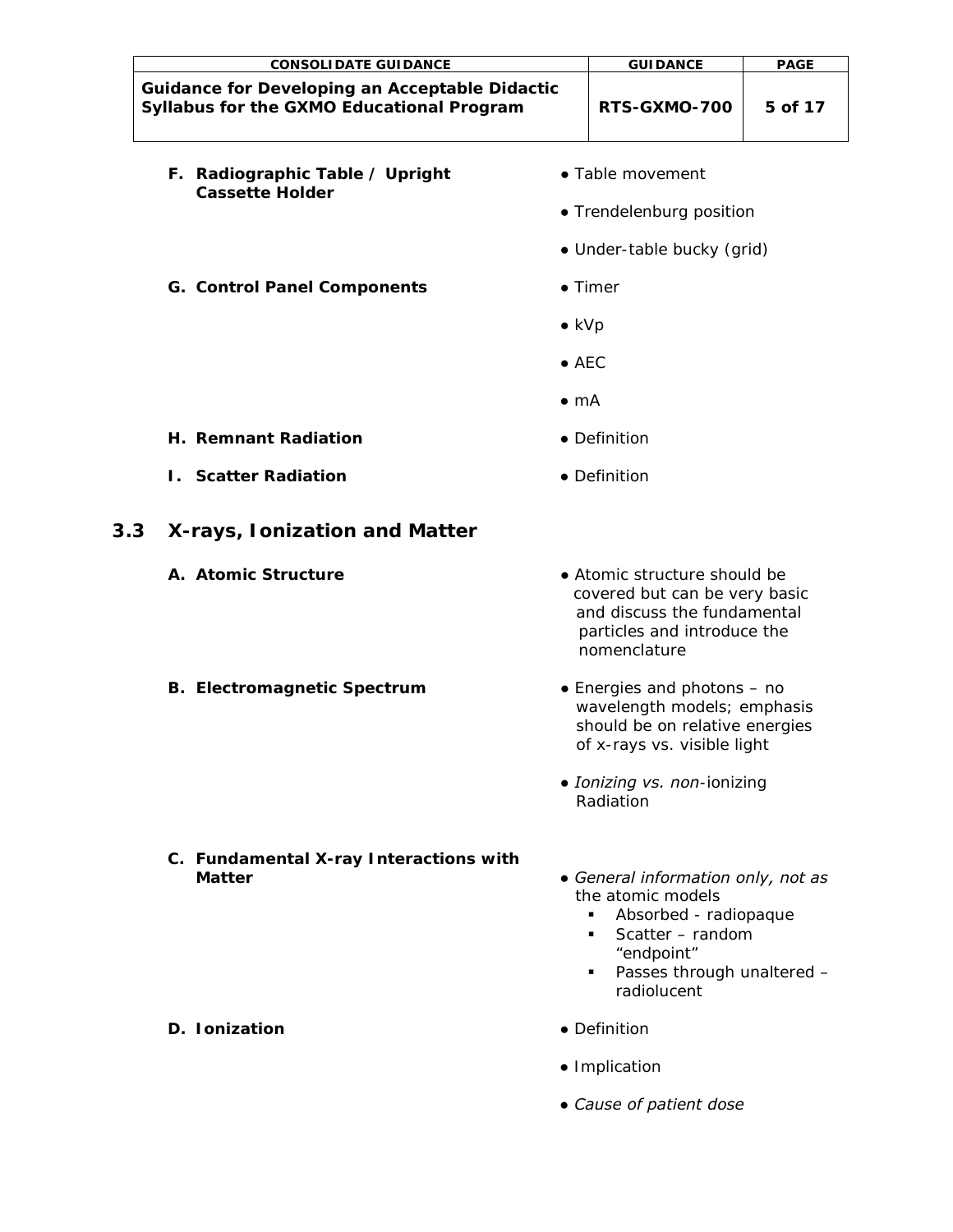| | |
|---|---|
| **F. Radiographic Table / Upright Cassette Holder** | • Table movement<br>• Trendelenburg position<br>• Under-table bucky (grid) |
| **G. Control Panel Components** | • Timer<br>• kVp<br>• AEC<br>• mA |
| **H. Remnant Radiation** | • Definition |
| **I. Scatter Radiation** | • Definition |

## 3.3 X-rays, Ionization and Matter

| | |
|---|---|
| **A. Atomic Structure** | • Atomic structure should be covered but can be very basic and discuss the fundamental particles and introduce the nomenclature |
| **B. Electromagnetic Spectrum** | • Energies and photons – no wavelength models; emphasis should be on relative energies of x-rays vs. visible light<br>• *Ionizing vs. non*-ionizing Radiation |
| **C. Fundamental X-ray Interactions with Matter** | • *General information only, not as* the atomic models<br>▪ Absorbed - radiopaque<br>▪ Scatter – random "endpoint"<br>▪ Passes through unaltered – radiolucent |
| **D. Ionization** | • Definition<br>• Implication<br>• *Cause of patient dose* |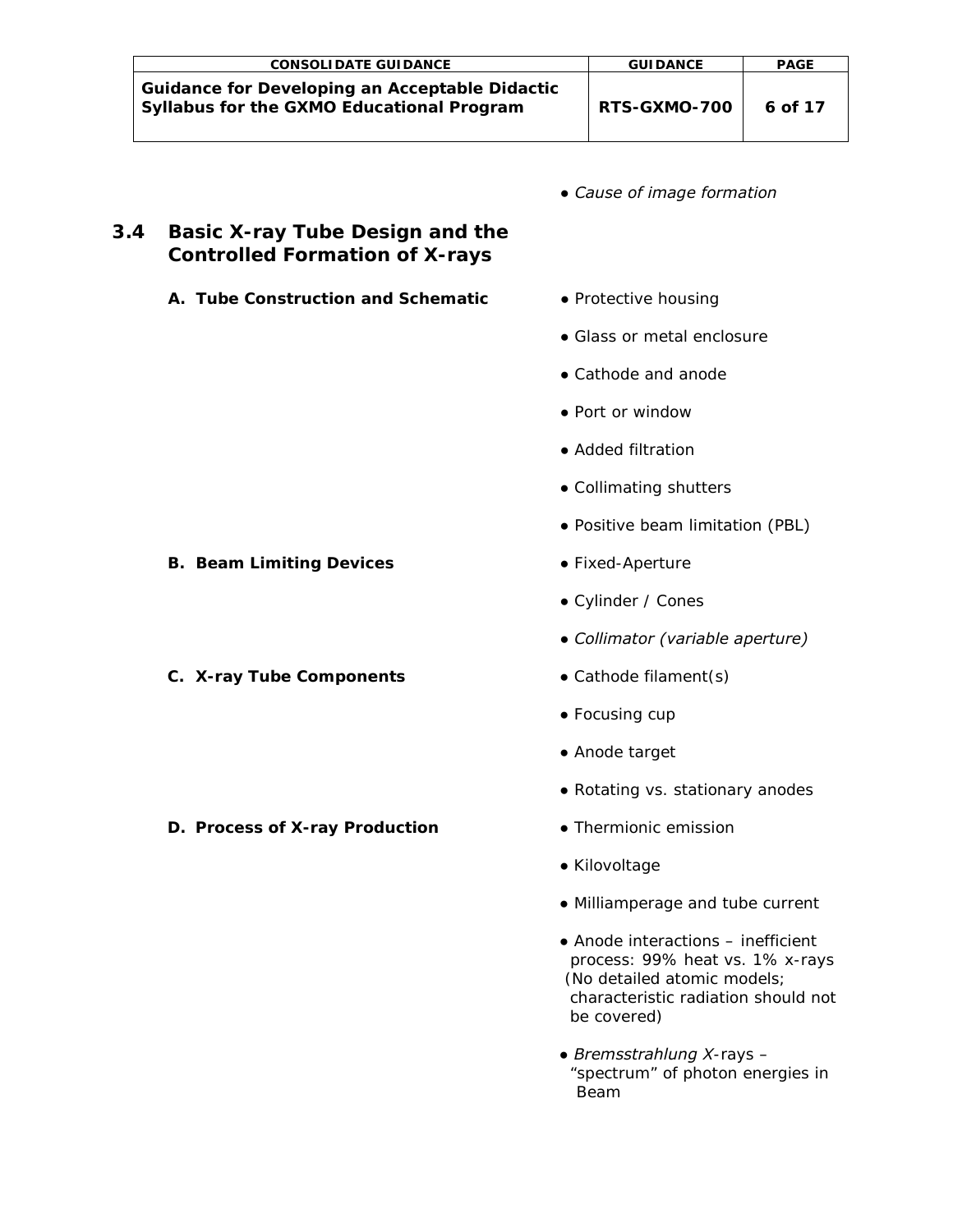- *Cause of image formation*

## 3.4 Basic X-ray Tube Design and the Controlled Formation of X-rays

**A. Tube Construction and Schematic**

- Protective housing
- Glass or metal enclosure
- Cathode and anode
- Port or window
- Added filtration
- Collimating shutters
- Positive beam limitation (PBL)

**B. Beam Limiting Devices**

- Fixed-Aperture
- Cylinder / Cones
- *Collimator (variable aperture)*

**C. X-ray Tube Components**

- Cathode filament(s)
- Focusing cup
- Anode target
- Rotating vs. stationary anodes

**D. Process of X-ray Production**

- Thermionic emission
- Kilovoltage
- Milliamperage and tube current
- Anode interactions – inefficient process: 99% heat vs. 1% x-rays (No detailed atomic models; characteristic radiation should not be covered)
- *Bremsstrahlung X*-rays – “spectrum” of photon energies in Beam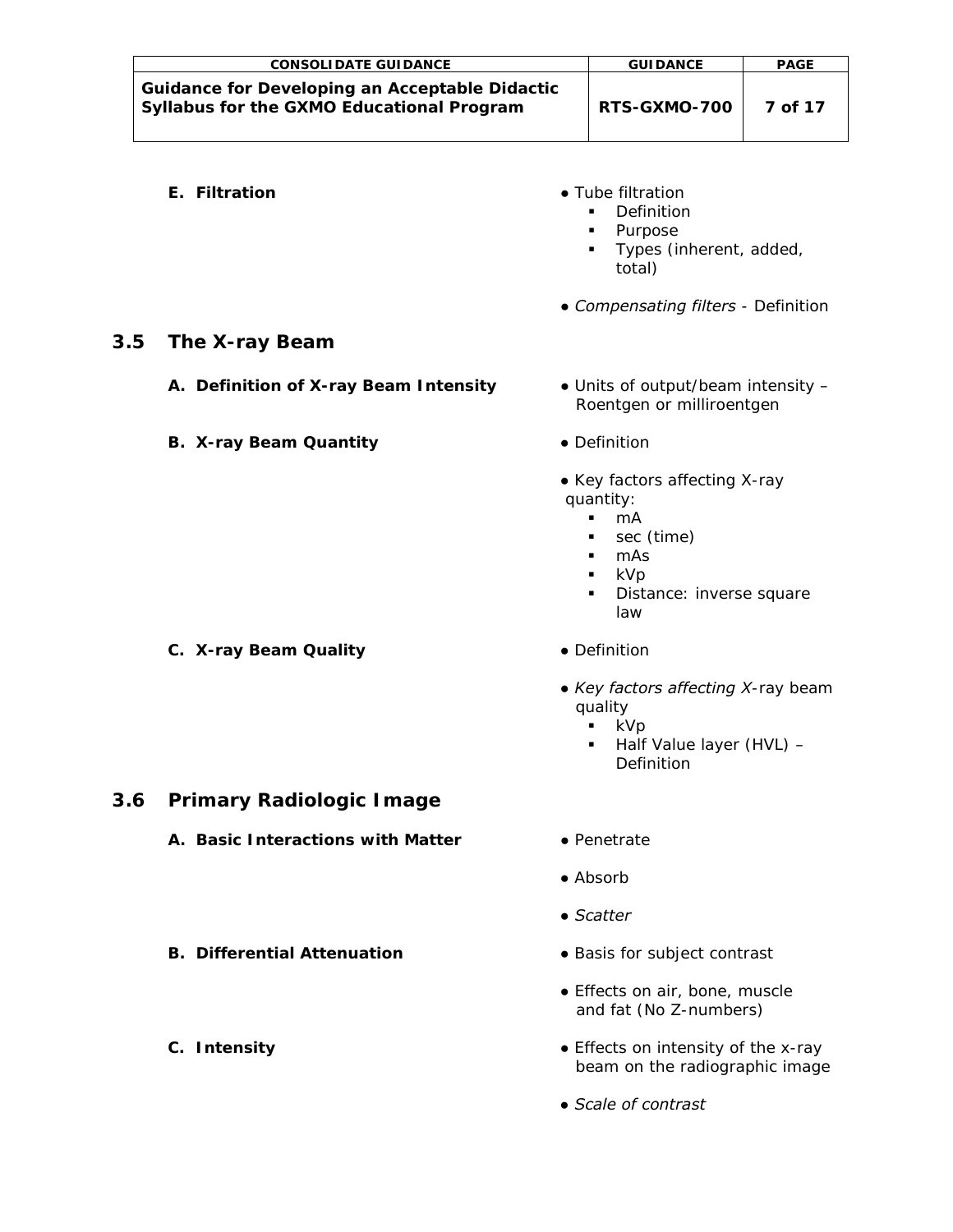**E. Filtration**

- Tube filtration
  - Definition
  - Purpose
  - Types (inherent, added, total)
- *Compensating filters* - Definition

## 3.5 The X-ray Beam

**A. Definition of X-ray Beam Intensity**

- Units of output/beam intensity – Roentgen or milliroentgen

**B. X-ray Beam Quantity**

- Definition
- Key factors affecting X-ray quantity:
  - mA
  - sec (time)
  - mAs
  - kVp
  - Distance: inverse square law

**C. X-ray Beam Quality**

- Definition
- *Key factors affecting X*-ray beam quality
  - kVp
  - Half Value layer (HVL) – Definition

## 3.6 Primary Radiologic Image

**A. Basic Interactions with Matter**

- Penetrate
- Absorb
- *Scatter*

**B. Differential Attenuation**

- Basis for subject contrast
- Effects on air, bone, muscle and fat (No Z-numbers)

**C. Intensity**

- Effects on intensity of the x-ray beam on the radiographic image
- *Scale of contrast*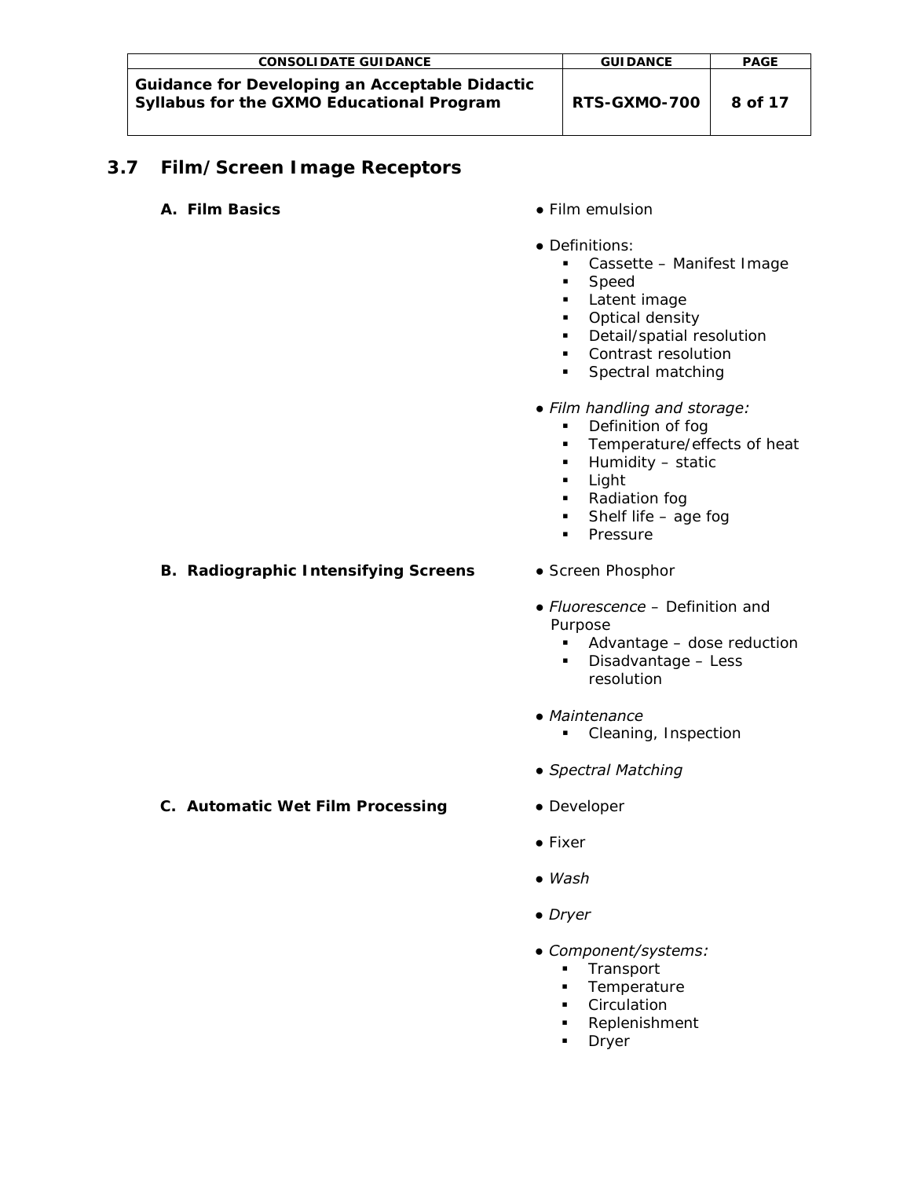## 3.7 Film/Screen Image Receptors

**A. Film Basics**

- Film emulsion
- Definitions:
  - Cassette – Manifest Image
  - Speed
  - Latent image
  - Optical density
  - Detail/spatial resolution
  - Contrast resolution
  - Spectral matching
- *Film handling and storage:*
  - Definition of fog
  - Temperature/effects of heat
  - Humidity – static
  - Light
  - Radiation fog
  - Shelf life – age fog
  - Pressure

**B. Radiographic Intensifying Screens**

- Screen Phosphor
- *Fluorescence* – Definition and Purpose
  - Advantage – dose reduction
  - Disadvantage – Less resolution
- *Maintenance*
  - Cleaning, Inspection
- *Spectral Matching*

**C. Automatic Wet Film Processing**

- Developer
- Fixer
- *Wash*
- *Dryer*
- *Component/systems:*
  - Transport
  - Temperature
  - Circulation
  - Replenishment
  - Dryer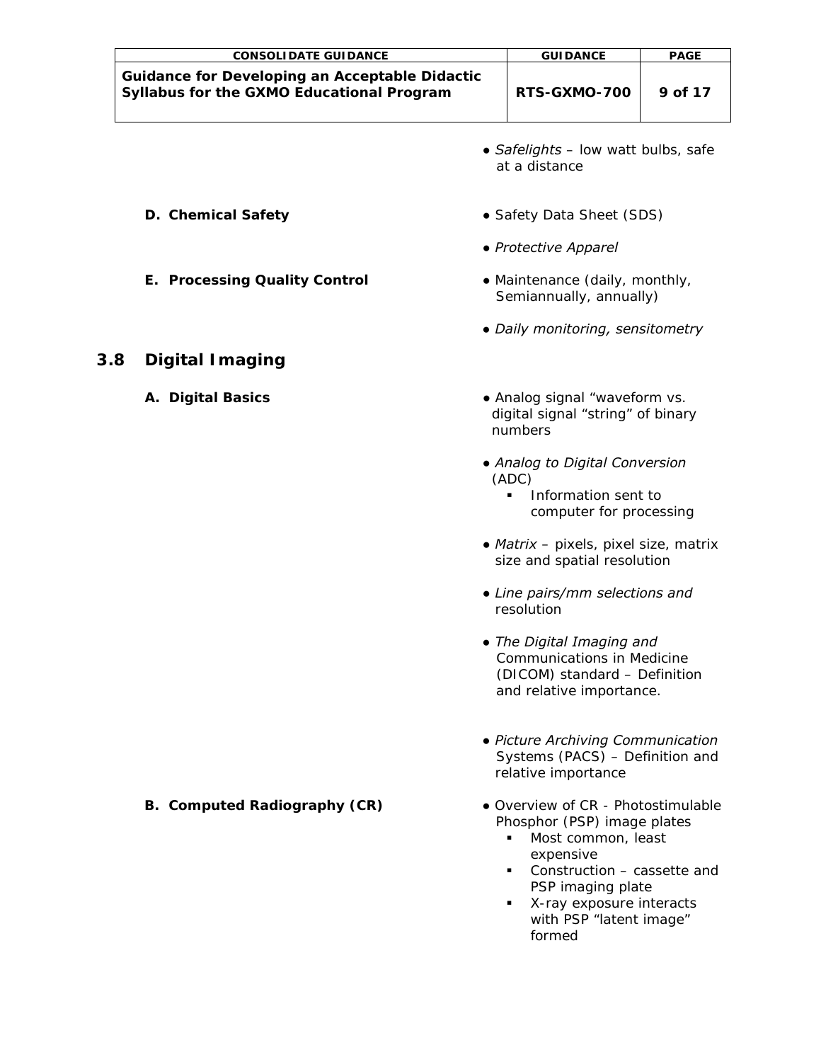- *Safelights* – low watt bulbs, safe at a distance

**D. Chemical Safety**

- Safety Data Sheet (SDS)
- *Protective Apparel*

**E. Processing Quality Control**

- Maintenance (daily, monthly, Semiannually, annually)
- *Daily monitoring, sensitometry*

## 3.8 Digital Imaging

**A. Digital Basics**

- Analog signal "waveform vs. digital signal "string" of binary numbers
- *Analog to Digital Conversion* (ADC)
  - Information sent to computer for processing
- *Matrix* – pixels, pixel size, matrix size and spatial resolution
- *Line pairs/mm selections and* resolution
- *The Digital Imaging and* Communications in Medicine (DICOM) standard – Definition and relative importance.
- *Picture Archiving Communication* Systems (PACS) – Definition and relative importance

**B. Computed Radiography (CR)**

- Overview of CR - Photostimulable Phosphor (PSP) image plates
  - Most common, least expensive
  - Construction – cassette and PSP imaging plate
  - X-ray exposure interacts with PSP "latent image" formed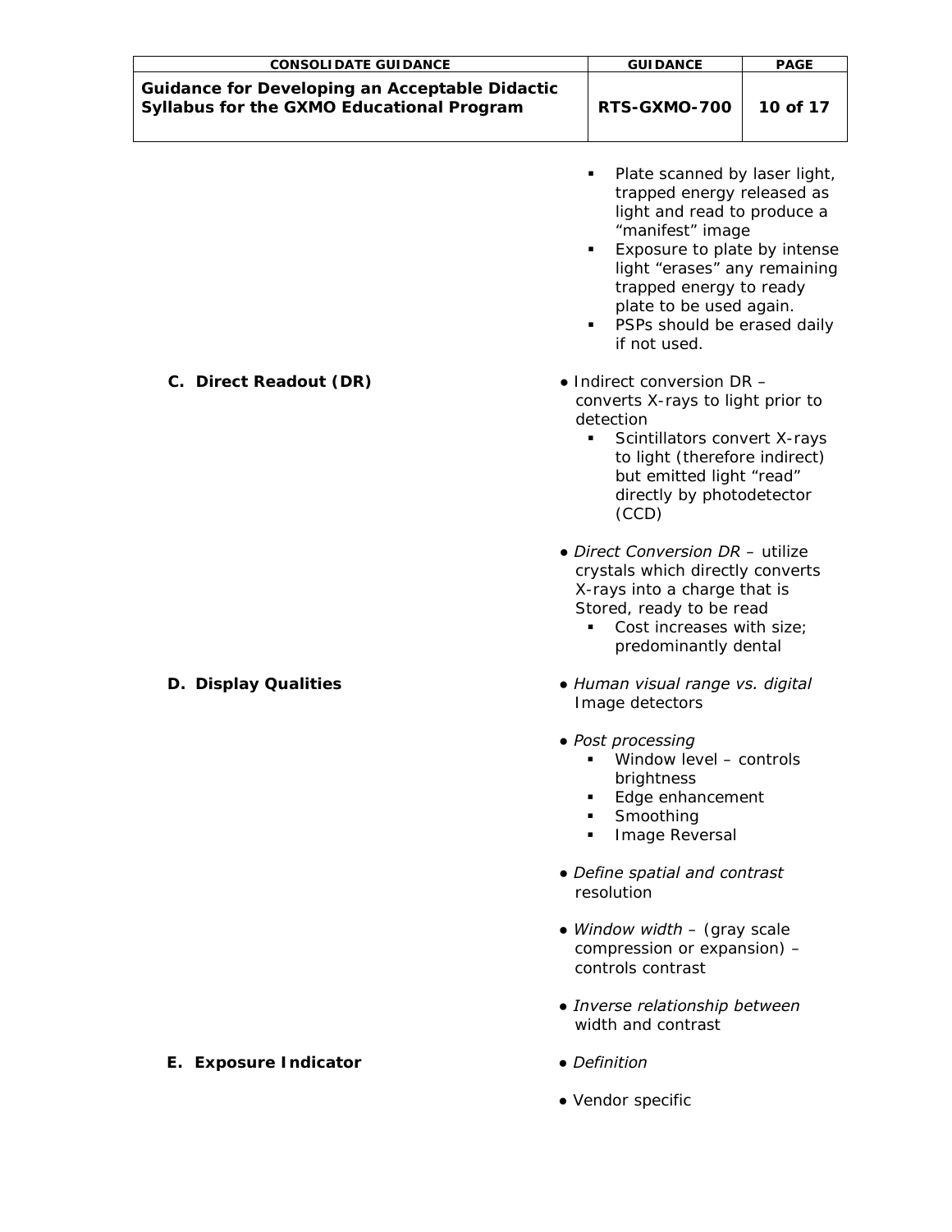- Plate scanned by laser light, trapped energy released as light and read to produce a "manifest" image
- Exposure to plate by intense light "erases" any remaining trapped energy to ready plate to be used again.
- PSPs should be erased daily if not used.

**C. Direct Readout (DR)**

- Indirect conversion DR – converts X-rays to light prior to detection
  - Scintillators convert X-rays to light (therefore indirect) but emitted light "read" directly by photodetector (CCD)
- *Direct Conversion DR* – utilize crystals which directly converts X-rays into a charge that is Stored, ready to be read
  - Cost increases with size; predominantly dental

**D. Display Qualities**

- *Human visual range vs. digital* Image detectors
- *Post processing*
  - Window level – controls brightness
  - Edge enhancement
  - Smoothing
  - Image Reversal
- *Define spatial and contrast* resolution
- *Window width* – (gray scale compression or expansion) – controls contrast
- *Inverse relationship between* width and contrast

**E. Exposure Indicator**

- *Definition*
- Vendor specific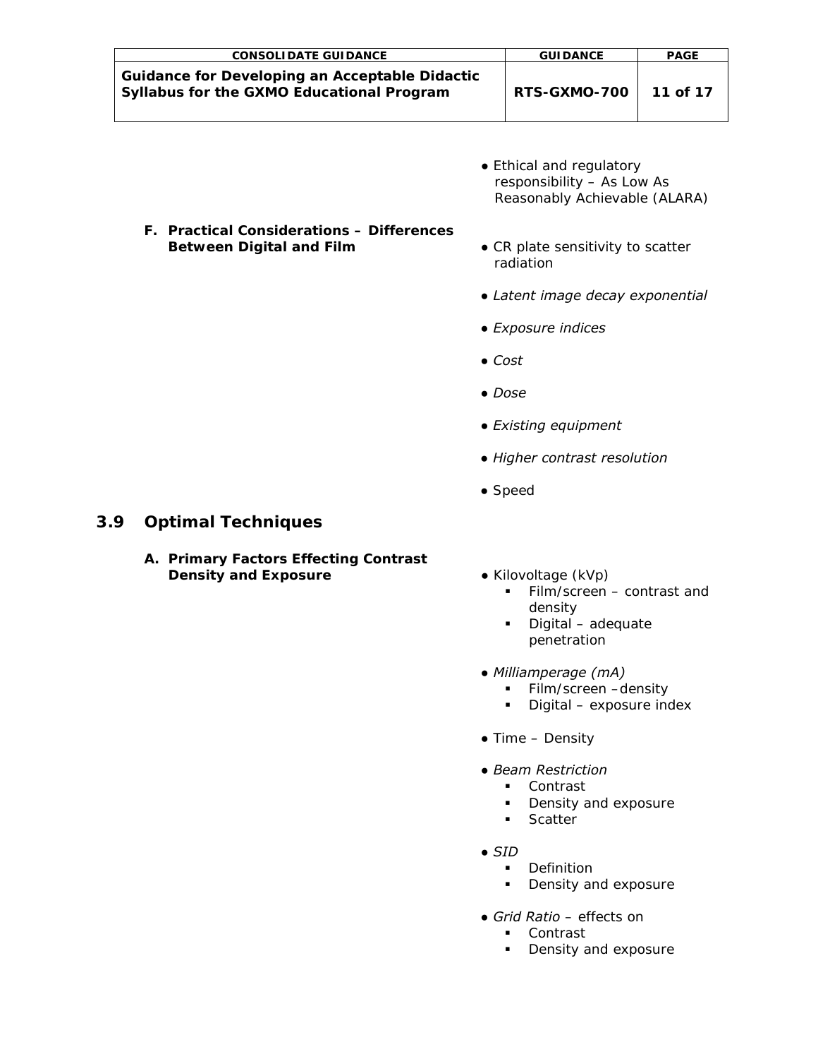- Ethical and regulatory responsibility – As Low As Reasonably Achievable (ALARA)

**F. Practical Considerations – Differences Between Digital and Film**

- CR plate sensitivity to scatter radiation
- *Latent image decay exponential*
- *Exposure indices*
- *Cost*
- *Dose*
- *Existing equipment*
- *Higher contrast resolution*
- Speed

## 3.9 Optimal Techniques

**A. Primary Factors Effecting Contrast Density and Exposure**

- Kilovoltage (kVp)
  - Film/screen – contrast and density
  - Digital – adequate penetration
- *Milliamperage (mA)*
  - Film/screen –density
  - Digital – exposure index
- Time – Density
- *Beam Restriction*
  - Contrast
  - Density and exposure
  - Scatter
- *SID*
  - Definition
  - Density and exposure
- *Grid Ratio* – effects on
  - Contrast
  - Density and exposure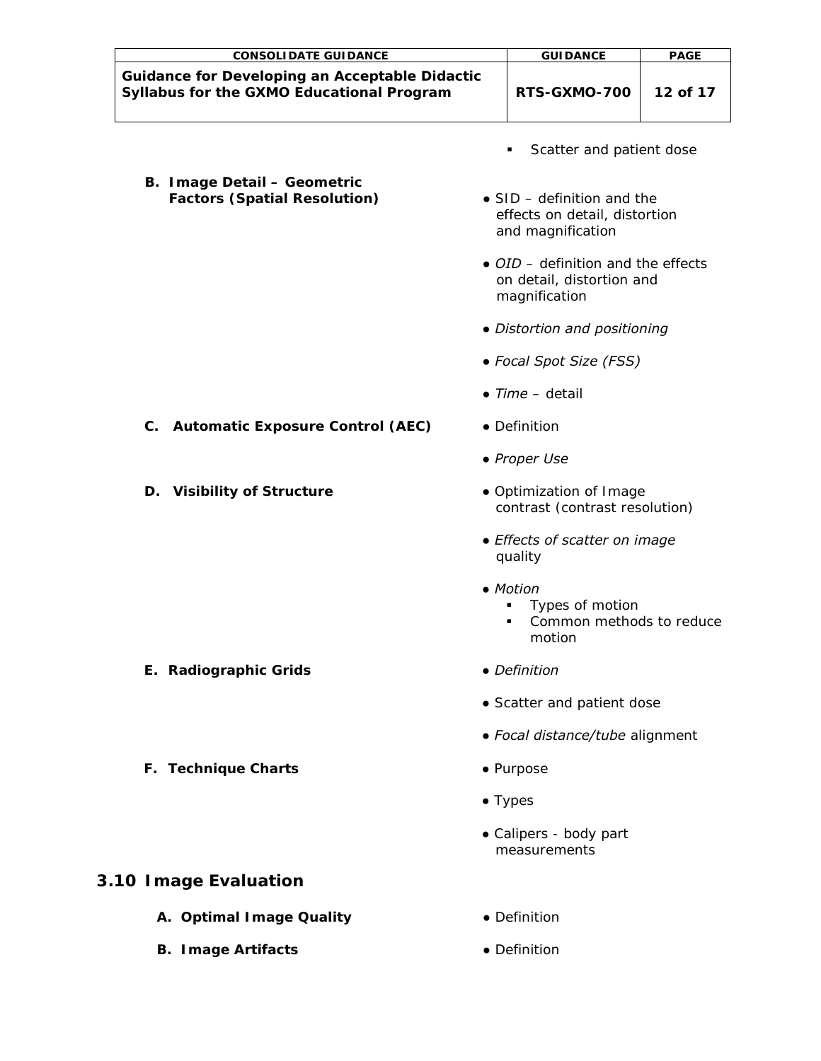- Scatter and patient dose

**B. Image Detail – Geometric Factors (Spatial Resolution)**

- SID – definition and the effects on detail, distortion and magnification
- *OID* – definition and the effects on detail, distortion and magnification
- *Distortion and positioning*
- *Focal Spot Size (FSS)*
- *Time* – detail

**C. Automatic Exposure Control (AEC)**

- Definition
- *Proper Use*

**D. Visibility of Structure**

- Optimization of Image contrast (contrast resolution)
- *Effects of scatter on image* quality
- *Motion*
  - Types of motion
  - Common methods to reduce motion

**E. Radiographic Grids**

- *Definition*
- Scatter and patient dose
- *Focal distance/tube* alignment

**F. Technique Charts**

- Purpose
- Types
- Calipers - body part measurements

## 3.10 Image Evaluation

**A. Optimal Image Quality**

- Definition

**B. Image Artifacts**

- Definition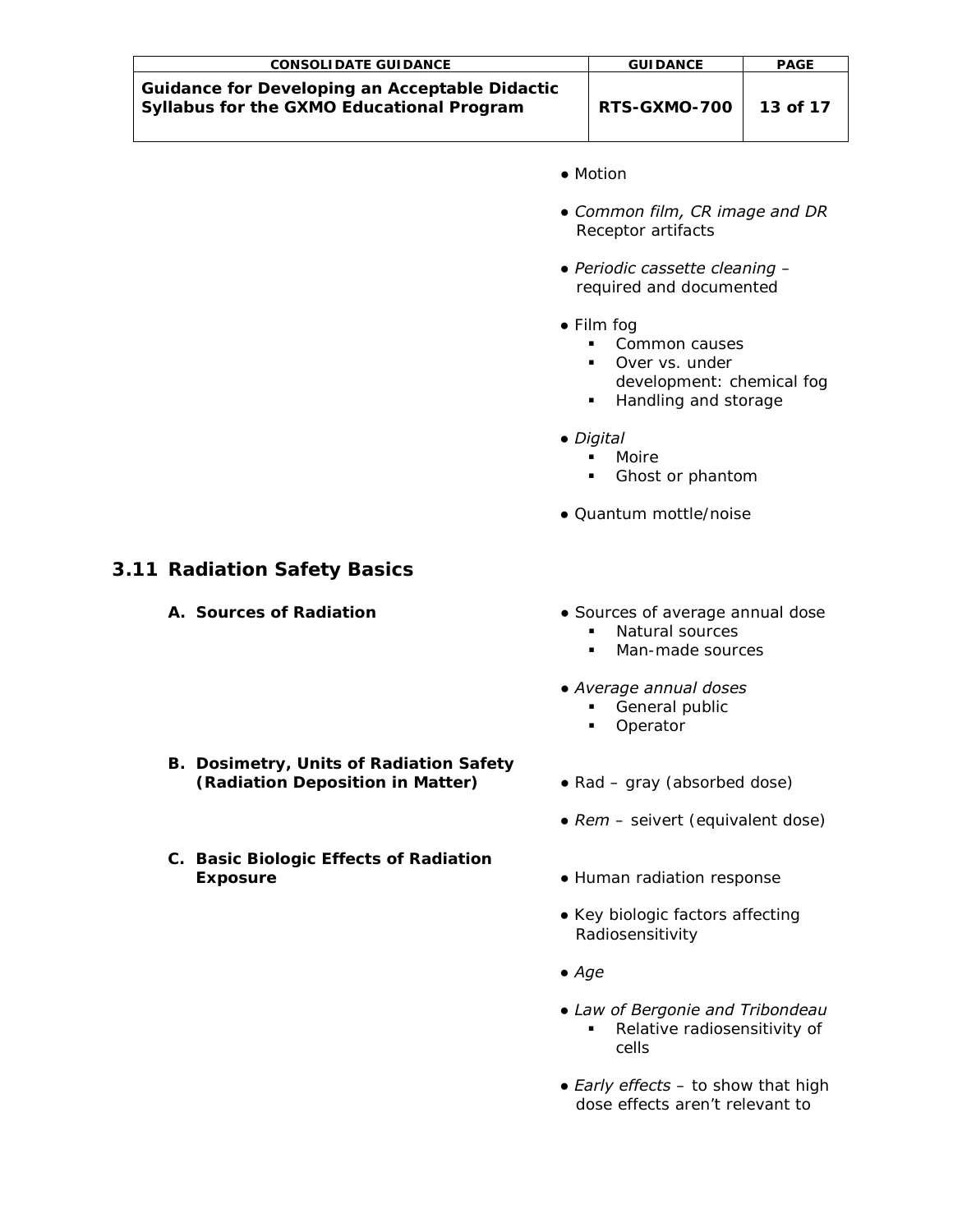- Motion
- *Common film, CR image and DR* Receptor artifacts
- *Periodic cassette cleaning* – required and documented
- Film fog
  - Common causes
  - Over vs. under development: chemical fog
  - Handling and storage
- *Digital*
  - Moire
  - Ghost or phantom
- Quantum mottle/noise

## 3.11 Radiation Safety Basics

**A. Sources of Radiation**

- Sources of average annual dose
  - Natural sources
  - Man-made sources
- *Average annual doses*
  - General public
  - Operator

**B. Dosimetry, Units of Radiation Safety (Radiation Deposition in Matter)**

- Rad – gray (absorbed dose)
- *Rem* – seivert (equivalent dose)

**C. Basic Biologic Effects of Radiation Exposure**

- Human radiation response
- Key biologic factors affecting Radiosensitivity
- *Age*
- *Law of Bergonie and Tribondeau*
  - Relative radiosensitivity of cells
- *Early effects* – to show that high dose effects aren't relevant to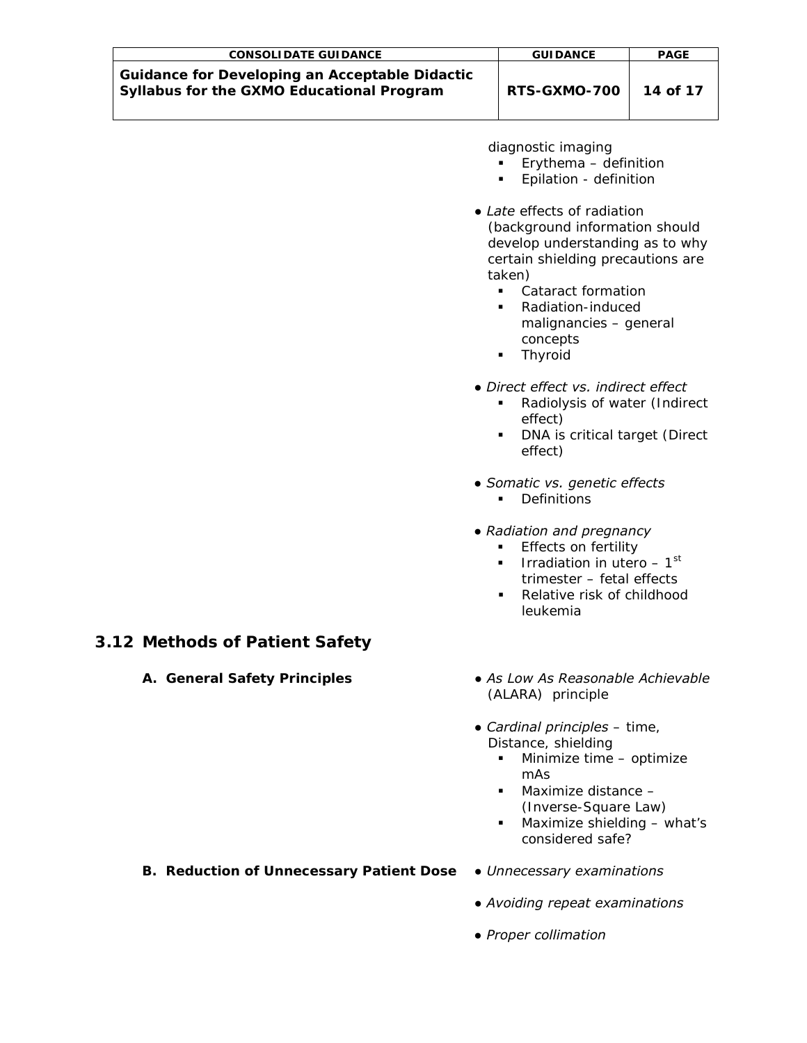diagnostic imaging

- Erythema – definition
- Epilation - definition

- *Late* effects of radiation (background information should develop understanding as to why certain shielding precautions are taken)
  - Cataract formation
  - Radiation-induced malignancies – general concepts
  - Thyroid

- *Direct effect vs. indirect effect*
  - Radiolysis of water (Indirect effect)
  - DNA is critical target (Direct effect)

- *Somatic vs. genetic effects*
  - Definitions

- *Radiation and pregnancy*
  - Effects on fertility
  - Irradiation in utero – 1st trimester – fetal effects
  - Relative risk of childhood leukemia

## 3.12 Methods of Patient Safety

**A. General Safety Principles**

- *As Low As Reasonable Achievable* (ALARA) principle

- *Cardinal principles* – time, Distance, shielding
  - Minimize time – optimize mAs
  - Maximize distance – (Inverse-Square Law)
  - Maximize shielding – what's considered safe?

**B. Reduction of Unnecessary Patient Dose**

- *Unnecessary examinations*

- *Avoiding repeat examinations*

- *Proper collimation*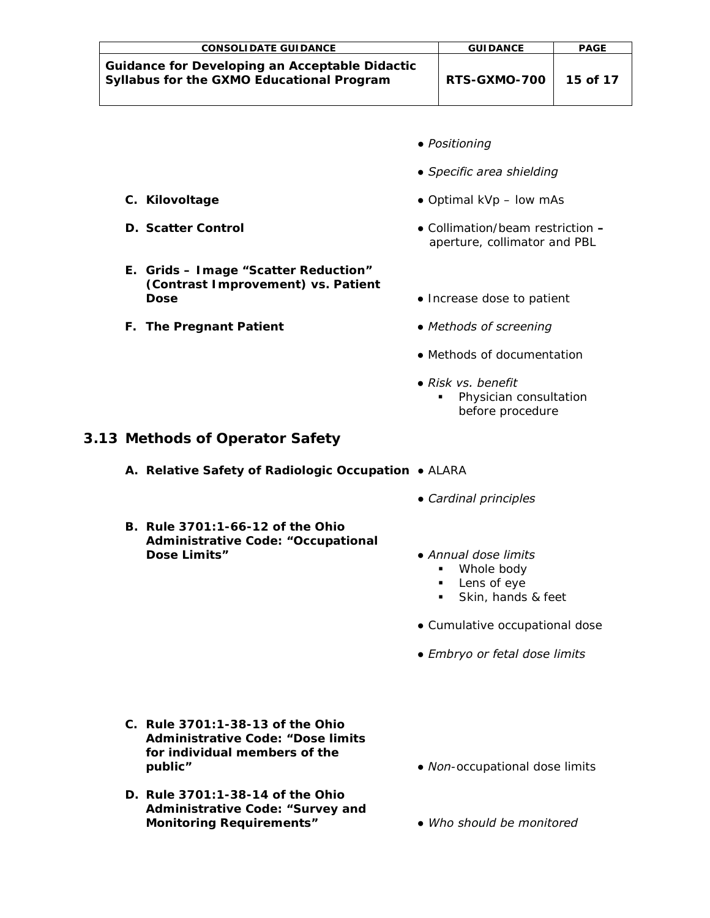- *Positioning*
- *Specific area shielding*

**C. Kilovoltage**

- Optimal kVp – low mAs

**D. Scatter Control**

- Collimation/beam restriction **–** aperture, collimator and PBL

**E. Grids – Image "Scatter Reduction" (Contrast Improvement) vs. Patient Dose**

- Increase dose to patient

**F. The Pregnant Patient**

- *Methods of screening*
- Methods of documentation
- *Risk vs. benefit*
  - Physician consultation before procedure

## 3.13 Methods of Operator Safety

**A. Relative Safety of Radiologic Occupation**

- ALARA
- *Cardinal principles*

**B. Rule 3701:1-66-12 of the Ohio Administrative Code: "Occupational Dose Limits"**

- *Annual dose limits*
  - Whole body
  - Lens of eye
  - Skin, hands & feet
- Cumulative occupational dose
- *Embryo or fetal dose limits*

**C. Rule 3701:1-38-13 of the Ohio Administrative Code: "Dose limits for individual members of the public"**

- *Non*-occupational dose limits

**D. Rule 3701:1-38-14 of the Ohio Administrative Code: "Survey and Monitoring Requirements"**

- *Who should be monitored*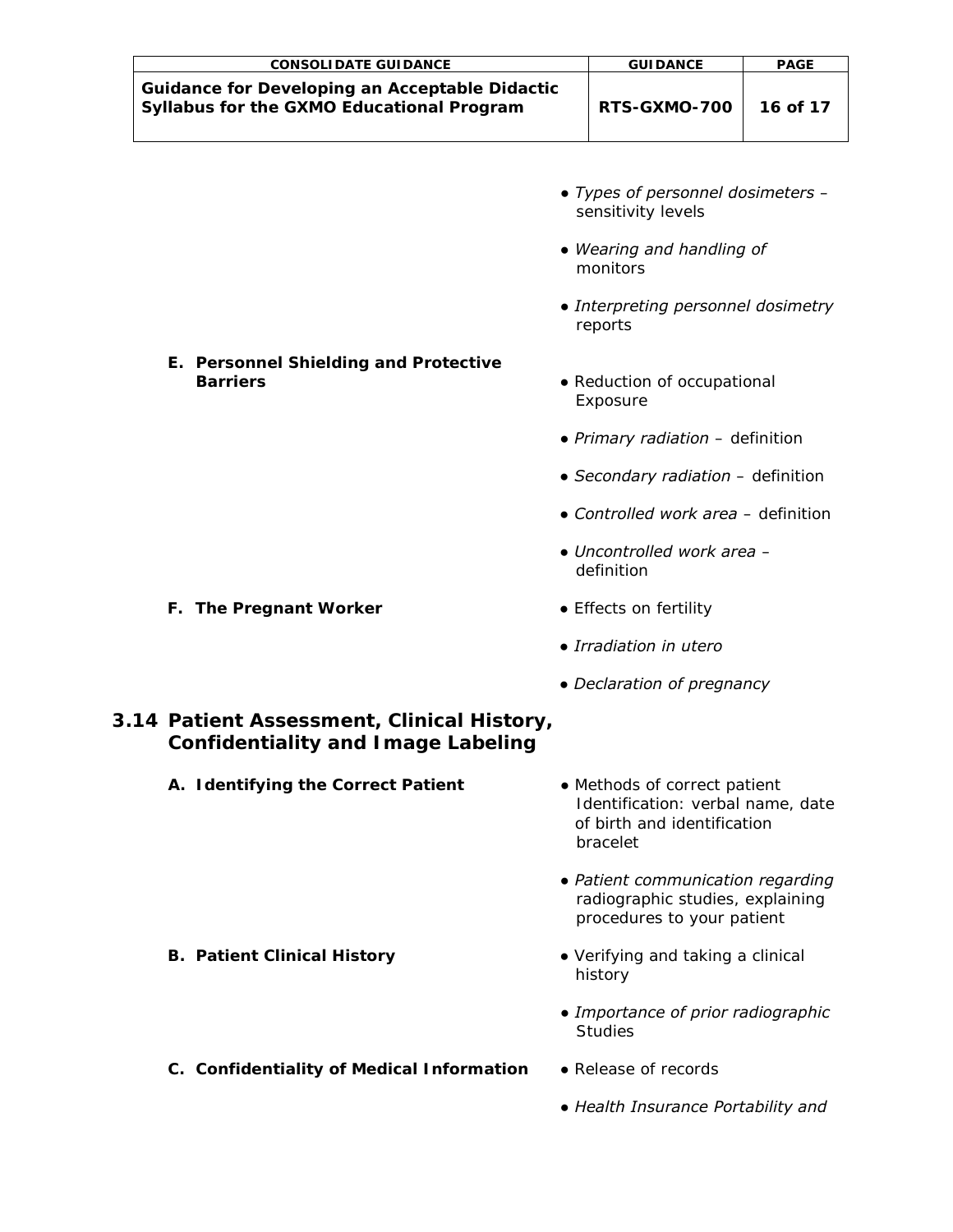- *Types of personnel dosimeters* – sensitivity levels
- *Wearing and handling of* monitors
- *Interpreting personnel dosimetry* reports

**E. Personnel Shielding and Protective Barriers**

- Reduction of occupational Exposure
- *Primary radiation* – definition
- *Secondary radiation* – definition
- *Controlled work area* – definition
- *Uncontrolled work area* – definition

**F. The Pregnant Worker**

- Effects on fertility
- *Irradiation in utero*
- *Declaration of pregnancy*

## 3.14 Patient Assessment, Clinical History, Confidentiality and Image Labeling

**A. Identifying the Correct Patient**

- Methods of correct patient Identification: verbal name, date of birth and identification bracelet
- *Patient communication regarding* radiographic studies, explaining procedures to your patient

**B. Patient Clinical History**

- Verifying and taking a clinical history
- *Importance of prior radiographic* Studies

**C. Confidentiality of Medical Information**

- Release of records
- *Health Insurance Portability and*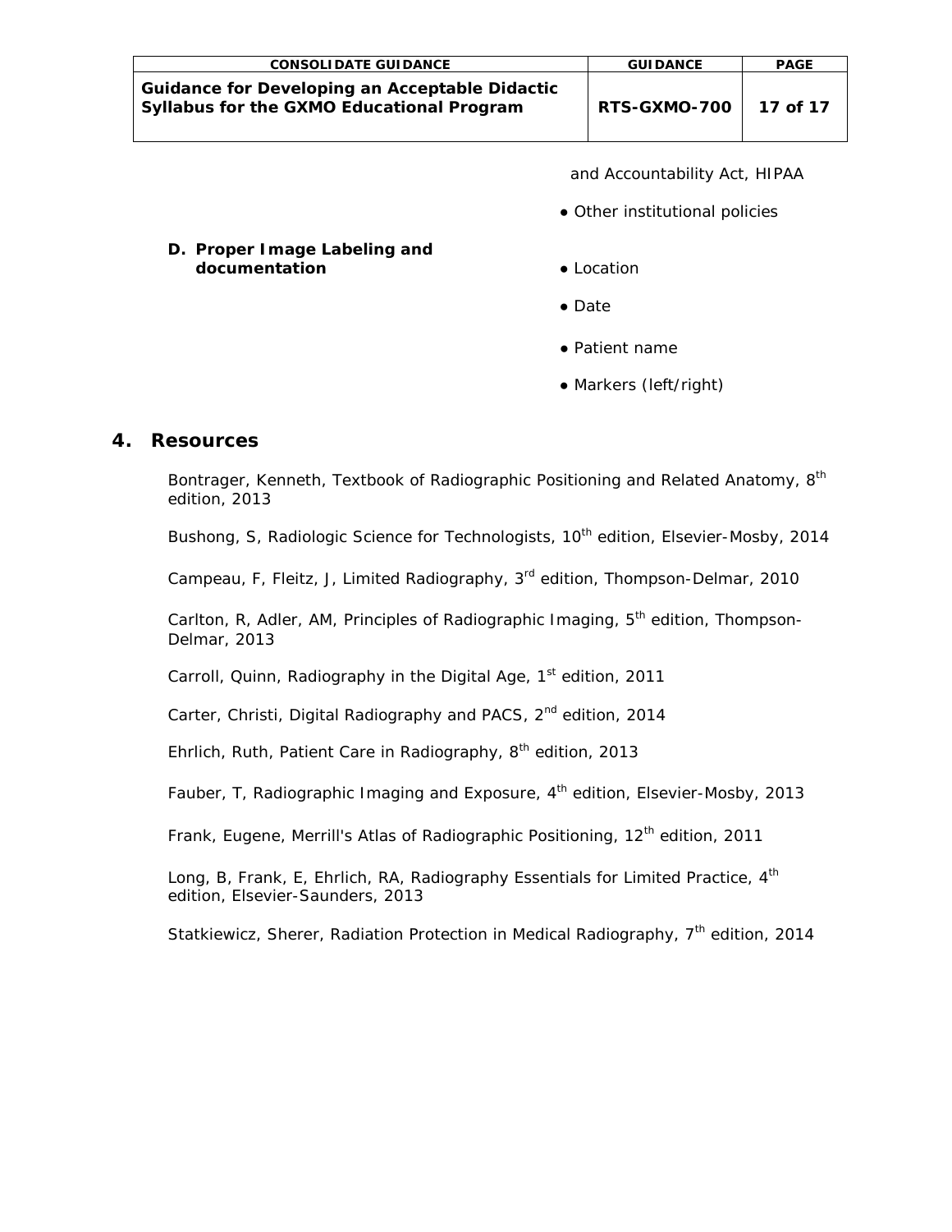and Accountability Act, HIPAA

- Other institutional policies

**D. Proper Image Labeling and documentation**

- Location
- Date
- Patient name
- Markers (left/right)

## 4. Resources

Bontrager, Kenneth, Textbook of Radiographic Positioning and Related Anatomy, 8th edition, 2013

Bushong, S, Radiologic Science for Technologists, 10th edition, Elsevier-Mosby, 2014

Campeau, F, Fleitz, J, Limited Radiography, 3rd edition, Thompson-Delmar, 2010

Carlton, R, Adler, AM, Principles of Radiographic Imaging, 5th edition, Thompson-Delmar, 2013

Carroll, Quinn, Radiography in the Digital Age, 1st edition, 2011

Carter, Christi, Digital Radiography and PACS, 2nd edition, 2014

Ehrlich, Ruth, Patient Care in Radiography, 8th edition, 2013

Fauber, T, Radiographic Imaging and Exposure, 4th edition, Elsevier-Mosby, 2013

Frank, Eugene, Merrill's Atlas of Radiographic Positioning, 12th edition, 2011

Long, B, Frank, E, Ehrlich, RA, Radiography Essentials for Limited Practice, 4th edition, Elsevier-Saunders, 2013

Statkiewicz, Sherer, Radiation Protection in Medical Radiography, 7th edition, 2014